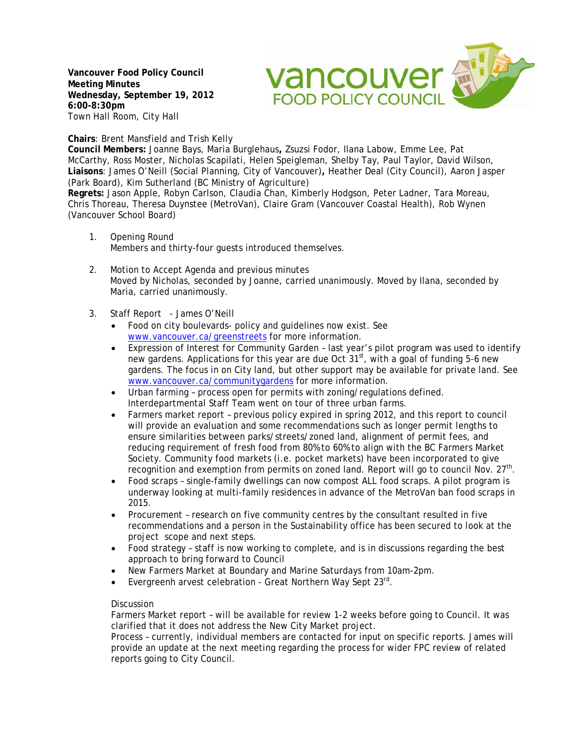**Vancouver Food Policy Council**
**Meeting Minutes**
**Wednesday, September 19, 2012**
**6:00-8:30pm**
Town Hall Room, City Hall

**Chairs**: Brent Mansfield and Trish Kelly
**Council Members:** Joanne Bays, Maria Burglehaus**,** Zsuzsi Fodor, Ilana Labow, Emme Lee, Pat McCarthy, Ross Moster, Nicholas Scapilati, Helen Speigleman, Shelby Tay, Paul Taylor, David Wilson,
**Liaisons**: James O'Neill (Social Planning, City of Vancouver)**,** Heather Deal (City Council), Aaron Jasper (Park Board), Kim Sutherland (BC Ministry of Agriculture)
**Regrets:** Jason Apple, Robyn Carlson, Claudia Chan, Kimberly Hodgson, Peter Ladner, Tara Moreau, Chris Thoreau, Theresa Duynstee (MetroVan), Claire Gram (Vancouver Coastal Health), Rob Wynen (Vancouver School Board)

1. Opening Round
   Members and thirty-four guests introduced themselves.

2. Motion to Accept Agenda and previous minutes
   Moved by Nicholas, seconded by Joanne, carried unanimously. Moved by Ilana, seconded by Maria, carried unanimously.

3. Staff Report - James O'Neill
   - Food on city boulevards- policy and guidelines now exist. See www.vancouver.ca/greenstreets for more information.
   - Expression of Interest for Community Garden – last year's pilot program was used to identify new gardens. Applications for this year are due Oct 31st, with a goal of funding 5-6 new gardens. The focus in on City land, but other support may be available for private land. See www.vancouver.ca/communitygardens for more information.
   - Urban farming – process open for permits with zoning/regulations defined. Interdepartmental Staff Team went on tour of three urban farms.
   - Farmers market report – previous policy expired in spring 2012, and this report to council will provide an evaluation and some recommendations such as longer permit lengths to ensure similarities between parks/streets/zoned land, alignment of permit fees, and reducing requirement of fresh food from 80% to 60% to align with the BC Farmers Market Society. Community food markets (i.e. pocket markets) have been incorporated to give recognition and exemption from permits on zoned land. Report will go to council Nov. 27th.
   - Food scraps – single-family dwellings can now compost ALL food scraps. A pilot program is underway looking at multi-family residences in advance of the MetroVan ban food scraps in 2015.
   - Procurement – research on five community centres by the consultant resulted in five recommendations and a person in the Sustainability office has been secured to look at the project scope and next steps.
   - Food strategy – staff is now working to complete, and is in discussions regarding the best approach to bring forward to Council
   - New Farmers Market at Boundary and Marine Saturdays from 10am-2pm.
   - Evergreenh arvest celebration - Great Northern Way Sept 23rd.

   Discussion
   Farmers Market report – will be available for review 1-2 weeks before going to Council. It was clarified that it does not address the New City Market project.
   Process – currently, individual members are contacted for input on specific reports. James will provide an update at the next meeting regarding the process for wider FPC review of related reports going to City Council.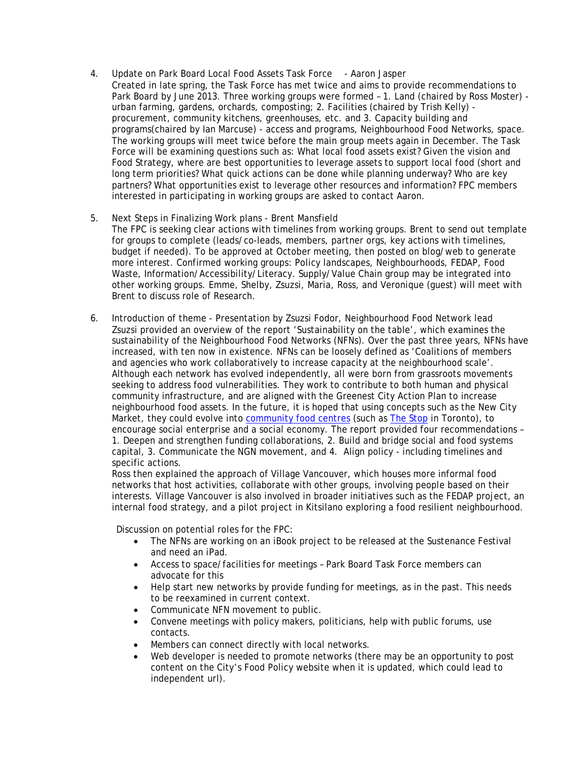4. Update on Park Board Local Food Assets Task Force - Aaron Jasper
   Created in late spring, the Task Force has met twice and aims to provide recommendations to Park Board by June 2013. Three working groups were formed – 1. Land (chaired by Ross Moster) - urban farming, gardens, orchards, composting; 2. Facilities (chaired by Trish Kelly) - procurement, community kitchens, greenhouses, etc. and 3. Capacity building and programs(chaired by Ian Marcuse) - access and programs, Neighbourhood Food Networks, space. The working groups will meet twice before the main group meets again in December. The Task Force will be examining questions such as: What local food assets exist? Given the vision and Food Strategy, where are best opportunities to leverage assets to support local food (short and long term priorities? What quick actions can be done while planning underway? Who are key partners? What opportunities exist to leverage other resources and information? FPC members interested in participating in working groups are asked to contact Aaron.

5. Next Steps in Finalizing Work plans - Brent Mansfield
   The FPC is seeking clear actions with timelines from working groups. Brent to send out template for groups to complete (leads/co-leads, members, partner orgs, key actions with timelines, budget if needed). To be approved at October meeting, then posted on blog/web to generate more interest. Confirmed working groups: Policy landscapes, Neighbourhoods, FEDAP, Food Waste, Information/Accessibility/Literacy. Supply/Value Chain group may be integrated into other working groups. Emme, Shelby, Zsuzsi, Maria, Ross, and Veronique (guest) will meet with Brent to discuss role of Research.

6. Introduction of theme - Presentation by Zsuzsi Fodor, Neighbourhood Food Network lead
   Zsuzsi provided an overview of the report 'Sustainability on the table', which examines the sustainability of the Neighbourhood Food Networks (NFNs). Over the past three years, NFNs have increased, with ten now in existence. NFNs can be loosely defined as 'Coalitions of members and agencies who work collaboratively to increase capacity at the neighbourhood scale'. Although each network has evolved independently, all were born from grassroots movements seeking to address food vulnerabilities. They work to contribute to both human and physical community infrastructure, and are aligned with the Greenest City Action Plan to increase neighbourhood food assets. In the future, it is hoped that using concepts such as the New City Market, they could evolve into [community food centres]() (such as [The Stop]() in Toronto), to encourage social enterprise and a social economy. The report provided four recommendations – 1. Deepen and strengthen funding collaborations, 2. Build and bridge social and food systems capital, 3. Communicate the NGN movement, and 4. Align policy - including timelines and specific actions.
   Ross then explained the approach of Village Vancouver, which houses more informal food networks that host activities, collaborate with other groups, involving people based on their interests. Village Vancouver is also involved in broader initiatives such as the FEDAP project, an internal food strategy, and a pilot project in Kitsilano exploring a food resilient neighbourhood.

   Discussion on potential roles for the FPC:
   - The NFNs are working on an iBook project to be released at the Sustenance Festival and need an iPad.
   - Access to space/facilities for meetings – Park Board Task Force members can advocate for this
   - Help start new networks by provide funding for meetings, as in the past. This needs to be reexamined in current context.
   - Communicate NFN movement to public.
   - Convene meetings with policy makers, politicians, help with public forums, use contacts.
   - Members can connect directly with local networks.
   - Web developer is needed to promote networks (there may be an opportunity to post content on the City's Food Policy website when it is updated, which could lead to independent url).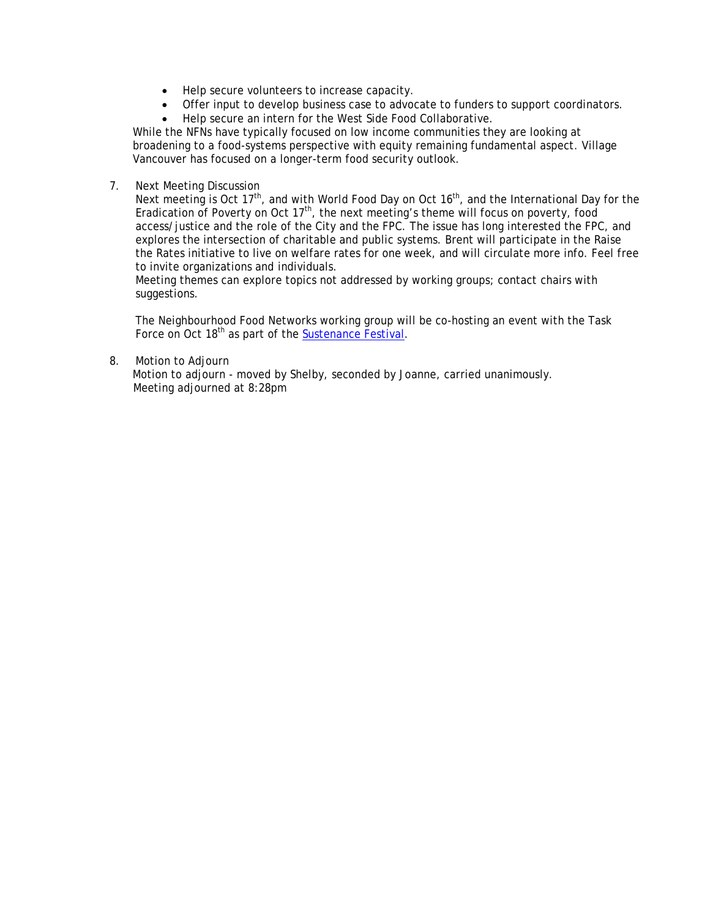- Help secure volunteers to increase capacity.
- Offer input to develop business case to advocate to funders to support coordinators.
- Help secure an intern for the West Side Food Collaborative.

While the NFNs have typically focused on low income communities they are looking at broadening to a food-systems perspective with equity remaining fundamental aspect. Village Vancouver has focused on a longer-term food security outlook.

7. Next Meeting Discussion

   Next meeting is Oct 17th, and with World Food Day on Oct 16th, and the International Day for the Eradication of Poverty on Oct 17th, the next meeting's theme will focus on poverty, food access/justice and the role of the City and the FPC. The issue has long interested the FPC, and explores the intersection of charitable and public systems. Brent will participate in the Raise the Rates initiative to live on welfare rates for one week, and will circulate more info. Feel free to invite organizations and individuals.

   Meeting themes can explore topics not addressed by working groups; contact chairs with suggestions.

   The Neighbourhood Food Networks working group will be co-hosting an event with the Task Force on Oct 18th as part of the Sustenance Festival.

8. Motion to Adjourn

   Motion to adjourn - moved by Shelby, seconded by Joanne, carried unanimously.
   Meeting adjourned at 8:28pm